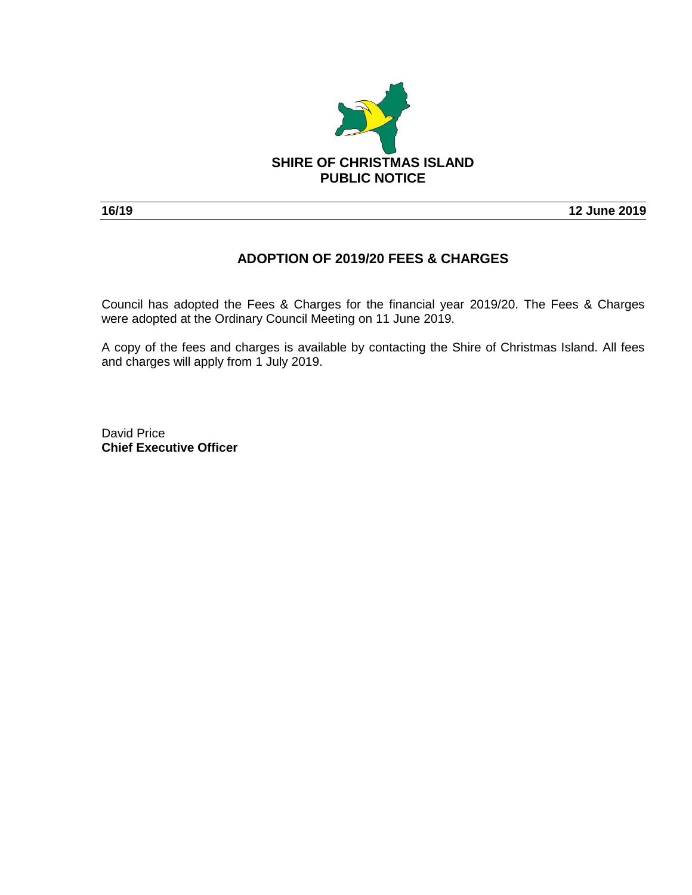**SHIRE OF CHRISTMAS ISLAND**
**PUBLIC NOTICE**

**16/19** **12 June 2019**

## ADOPTION OF 2019/20 FEES & CHARGES

Council has adopted the Fees & Charges for the financial year 2019/20. The Fees & Charges were adopted at the Ordinary Council Meeting on 11 June 2019.

A copy of the fees and charges is available by contacting the Shire of Christmas Island. All fees and charges will apply from 1 July 2019.

David Price
**Chief Executive Officer**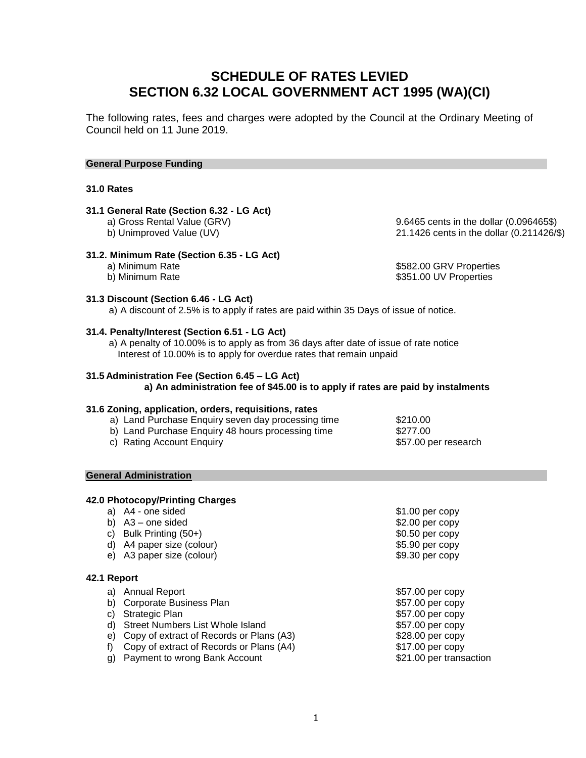# SCHEDULE OF RATES LEVIED
# SECTION 6.32 LOCAL GOVERNMENT ACT 1995 (WA)(CI)

The following rates, fees and charges were adopted by the Council at the Ordinary Meeting of Council held on 11 June 2019.

## General Purpose Funding

### 31.0 Rates

**31.1 General Rate (Section 6.32 - LG Act)**

| | |
|---|---|
| a) Gross Rental Value (GRV) | 9.6465 cents in the dollar (0.096465$) |
| b) Unimproved Value (UV) | 21.1426 cents in the dollar (0.211426/$) |

**31.2. Minimum Rate (Section 6.35 - LG Act)**

| | |
|---|---|
| a) Minimum Rate | $582.00 GRV Properties |
| b) Minimum Rate | $351.00 UV Properties |

**31.3 Discount (Section 6.46 - LG Act)**

a) A discount of 2.5% is to apply if rates are paid within 35 Days of issue of notice.

**31.4. Penalty/Interest (Section 6.51 - LG Act)**

a) A penalty of 10.00% is to apply as from 36 days after date of issue of rate notice
Interest of 10.00% is to apply for overdue rates that remain unpaid

**31.5 Administration Fee (Section 6.45 – LG Act)**

**a) An administration fee of $45.00 is to apply if rates are paid by instalments**

**31.6 Zoning, application, orders, requisitions, rates**

| | |
|---|---|
| a) Land Purchase Enquiry seven day processing time | $210.00 |
| b) Land Purchase Enquiry 48 hours processing time | $277.00 |
| c) Rating Account Enquiry | $57.00 per research |

## General Administration

**42.0 Photocopy/Printing Charges**

| | |
|---|---|
| a) A4 - one sided | $1.00 per copy |
| b) A3 – one sided | $2.00 per copy |
| c) Bulk Printing (50+) | $0.50 per copy |
| d) A4 paper size (colour) | $5.90 per copy |
| e) A3 paper size (colour) | $9.30 per copy |

**42.1 Report**

| | |
|---|---|
| a) Annual Report | $57.00 per copy |
| b) Corporate Business Plan | $57.00 per copy |
| c) Strategic Plan | $57.00 per copy |
| d) Street Numbers List Whole Island | $57.00 per copy |
| e) Copy of extract of Records or Plans (A3) | $28.00 per copy |
| f) Copy of extract of Records or Plans (A4) | $17.00 per copy |
| g) Payment to wrong Bank Account | $21.00 per transaction |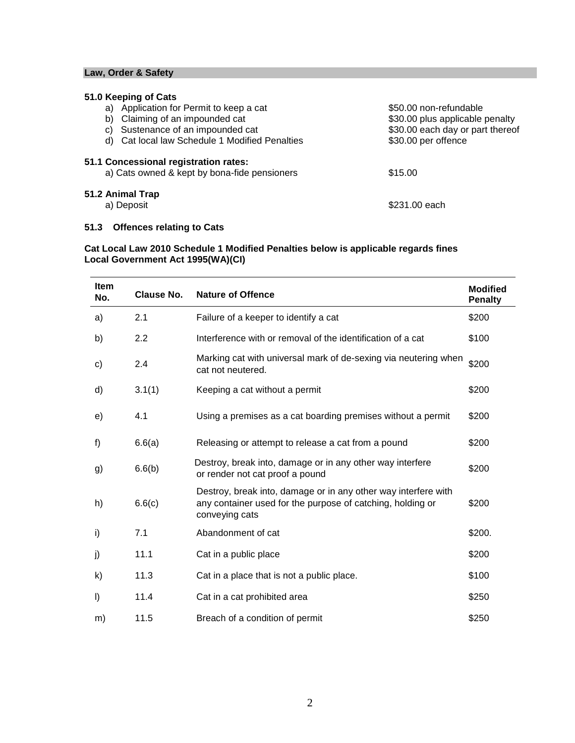## Law, Order & Safety

### 51.0 Keeping of Cats

| | |
|---|---|
| a) Application for Permit to keep a cat | $50.00 non-refundable |
| b) Claiming of an impounded cat | $30.00 plus applicable penalty |
| c) Sustenance of an impounded cat | $30.00 each day or part thereof |
| d) Cat local law Schedule 1 Modified Penalties | $30.00 per offence |

### 51.1 Concessional registration rates:

| | |
|---|---|
| a) Cats owned & kept by bona-fide pensioners | $15.00 |

### 51.2 Animal Trap

| | |
|---|---|
| a) Deposit | $231.00 each |

### 51.3 Offences relating to Cats

**Cat Local Law 2010 Schedule 1 Modified Penalties below is applicable regards fines Local Government Act 1995(WA)(CI)**

| Item No. | Clause No. | Nature of Offence | Modified Penalty |
|---|---|---|---|
| a) | 2.1 | Failure of a keeper to identify a cat | $200 |
| b) | 2.2 | Interference with or removal of the identification of a cat | $100 |
| c) | 2.4 | Marking cat with universal mark of de-sexing via neutering when cat not neutered. | $200 |
| d) | 3.1(1) | Keeping a cat without a permit | $200 |
| e) | 4.1 | Using a premises as a cat boarding premises without a permit | $200 |
| f) | 6.6(a) | Releasing or attempt to release a cat from a pound | $200 |
| g) | 6.6(b) | Destroy, break into, damage or in any other way interfere or render not cat proof a pound | $200 |
| h) | 6.6(c) | Destroy, break into, damage or in any other way interfere with any container used for the purpose of catching, holding or conveying cats | $200 |
| i) | 7.1 | Abandonment of cat | $200. |
| j) | 11.1 | Cat in a public place | $200 |
| k) | 11.3 | Cat in a place that is not a public place. | $100 |
| l) | 11.4 | Cat in a cat prohibited area | $250 |
| m) | 11.5 | Breach of a condition of permit | $250 |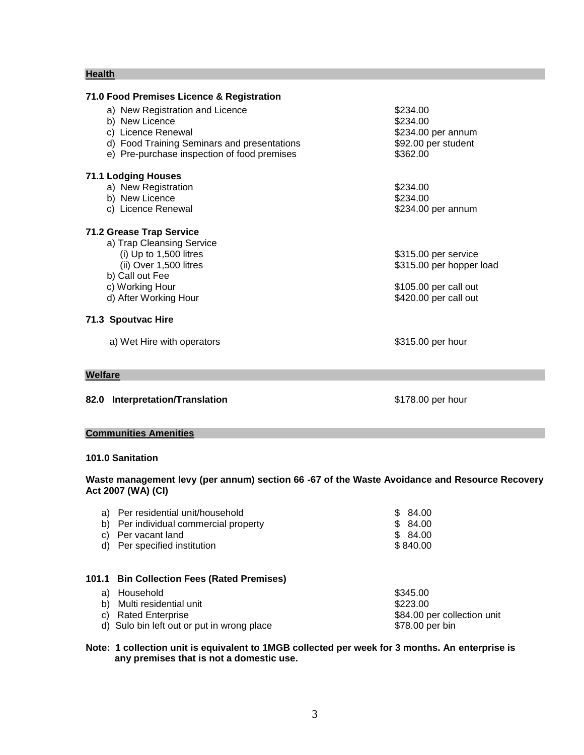## Health

### 71.0 Food Premises Licence & Registration

| | |
|---|---|
| a) New Registration and Licence | $234.00 |
| b) New Licence | $234.00 |
| c) Licence Renewal | $234.00 per annum |
| d) Food Training Seminars and presentations | $92.00 per student |
| e) Pre-purchase inspection of food premises | $362.00 |

### 71.1 Lodging Houses

| | |
|---|---|
| a) New Registration | $234.00 |
| b) New Licence | $234.00 |
| c) Licence Renewal | $234.00 per annum |

### 71.2 Grease Trap Service

| | |
|---|---|
| a) Trap Cleansing Service | |
| (i) Up to 1,500 litres | $315.00 per service |
| (ii) Over 1,500 litres | $315.00 per hopper load |
| b) Call out Fee | |
| c) Working Hour | $105.00 per call out |
| d) After Working Hour | $420.00 per call out |

### 71.3 Spoutvac Hire

| | |
|---|---|
| a) Wet Hire with operators | $315.00 per hour |

## Welfare

| | |
|---|---|
| **82.0 Interpretation/Translation** | $178.00 per hour |

## Communities Amenities

### 101.0 Sanitation

**Waste management levy (per annum) section 66 -67 of the Waste Avoidance and Resource Recovery Act 2007 (WA) (CI)**

| | |
|---|---|
| a) Per residential unit/household | $ 84.00 |
| b) Per individual commercial property | $ 84.00 |
| c) Per vacant land | $ 84.00 |
| d) Per specified institution | $ 840.00 |

### 101.1 Bin Collection Fees (Rated Premises)

| | |
|---|---|
| a) Household | $345.00 |
| b) Multi residential unit | $223.00 |
| c) Rated Enterprise | $84.00 per collection unit |
| d) Sulo bin left out or put in wrong place | $78.00 per bin |

**Note: 1 collection unit is equivalent to 1MGB collected per week for 3 months. An enterprise is any premises that is not a domestic use.**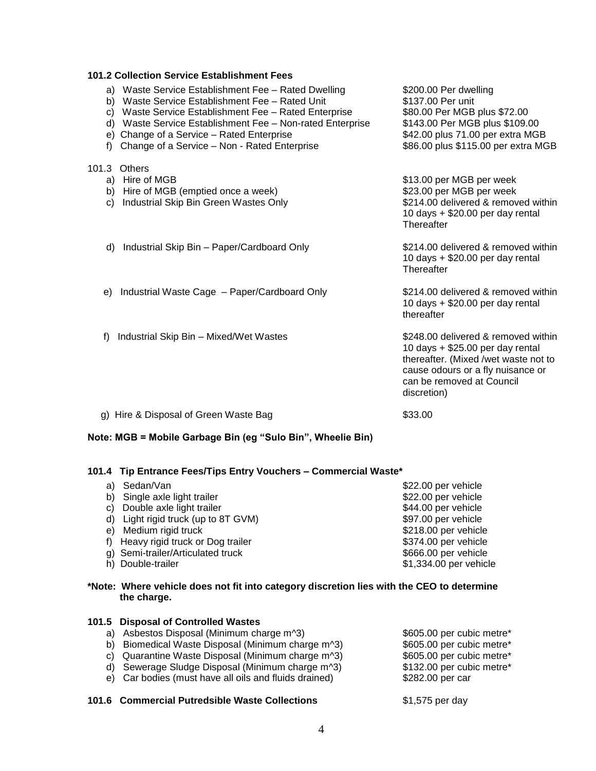### 101.2 Collection Service Establishment Fees

| | |
|---|---|
| a) Waste Service Establishment Fee – Rated Dwelling | $200.00 Per dwelling |
| b) Waste Service Establishment Fee – Rated Unit | $137.00 Per unit |
| c) Waste Service Establishment Fee – Rated Enterprise | $80.00 Per MGB plus $72.00 |
| d) Waste Service Establishment Fee – Non-rated Enterprise | $143.00 Per MGB plus $109.00 |
| e) Change of a Service – Rated Enterprise | $42.00 plus 71.00 per extra MGB |
| f) Change of a Service – Non - Rated Enterprise | $86.00 plus $115.00 per extra MGB |

### 101.3 Others

| | |
|---|---|
| a) Hire of MGB | $13.00 per MGB per week |
| b) Hire of MGB (emptied once a week) | $23.00 per MGB per week |
| c) Industrial Skip Bin Green Wastes Only | $214.00 delivered & removed within 10 days + $20.00 per day rental Thereafter |
| d) Industrial Skip Bin – Paper/Cardboard Only | $214.00 delivered & removed within 10 days + $20.00 per day rental Thereafter |
| e) Industrial Waste Cage – Paper/Cardboard Only | $214.00 delivered & removed within 10 days + $20.00 per day rental thereafter |
| f) Industrial Skip Bin – Mixed/Wet Wastes | $248.00 delivered & removed within 10 days + $25.00 per day rental thereafter. (Mixed /wet waste not to cause odours or a fly nuisance or can be removed at Council discretion) |
| g) Hire & Disposal of Green Waste Bag | $33.00 |

**Note: MGB = Mobile Garbage Bin (eg "Sulo Bin", Wheelie Bin)**

### 101.4 Tip Entrance Fees/Tips Entry Vouchers – Commercial Waste*

| | |
|---|---|
| a) Sedan/Van | $22.00 per vehicle |
| b) Single axle light trailer | $22.00 per vehicle |
| c) Double axle light trailer | $44.00 per vehicle |
| d) Light rigid truck (up to 8T GVM) | $97.00 per vehicle |
| e) Medium rigid truck | $218.00 per vehicle |
| f) Heavy rigid truck or Dog trailer | $374.00 per vehicle |
| g) Semi-trailer/Articulated truck | $666.00 per vehicle |
| h) Double-trailer | $1,334.00 per vehicle |

**\*Note: Where vehicle does not fit into category discretion lies with the CEO to determine the charge.**

### 101.5 Disposal of Controlled Wastes

| | |
|---|---|
| a) Asbestos Disposal (Minimum charge m^3) | $605.00 per cubic metre* |
| b) Biomedical Waste Disposal (Minimum charge m^3) | $605.00 per cubic metre* |
| c) Quarantine Waste Disposal (Minimum charge m^3) | $605.00 per cubic metre* |
| d) Sewerage Sludge Disposal (Minimum charge m^3) | $132.00 per cubic metre* |
| e) Car bodies (must have all oils and fluids drained) | $282.00 per car |

### 101.6 Commercial Putredsible Waste Collections — $1,575 per day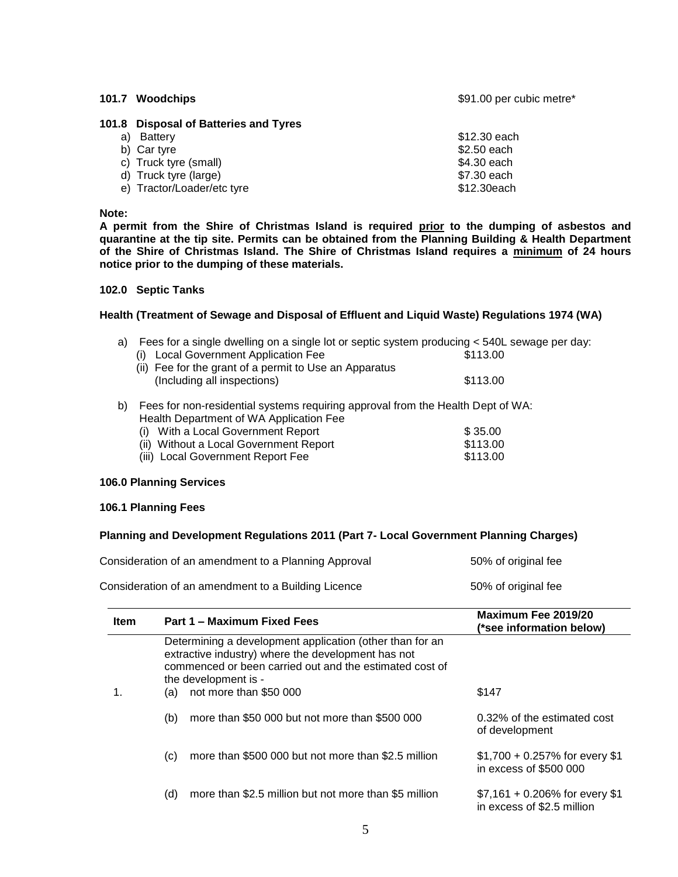**101.7 Woodchips** $91.00 per cubic metre*

**101.8 Disposal of Batteries and Tyres**

| | |
|---|---|
| a) Battery | $12.30 each |
| b) Car tyre | $2.50 each |
| c) Truck tyre (small) | $4.30 each |
| d) Truck tyre (large) | $7.30 each |
| e) Tractor/Loader/etc tyre | $12.30each |

**Note:**

**A permit from the Shire of Christmas Island is required prior to the dumping of asbestos and quarantine at the tip site. Permits can be obtained from the Planning Building & Health Department of the Shire of Christmas Island. The Shire of Christmas Island requires a minimum of 24 hours notice prior to the dumping of these materials.**

**102.0 Septic Tanks**

**Health (Treatment of Sewage and Disposal of Effluent and Liquid Waste) Regulations 1974 (WA)**

a) Fees for a single dwelling on a single lot or septic system producing < 540L sewage per day:

| | |
|---|---|
| (i) Local Government Application Fee | $113.00 |
| (ii) Fee for the grant of a permit to Use an Apparatus (Including all inspections) | $113.00 |

b) Fees for non-residential systems requiring approval from the Health Dept of WA:
Health Department of WA Application Fee

| | |
|---|---|
| (i) With a Local Government Report | $ 35.00 |
| (ii) Without a Local Government Report | $113.00 |
| (iii) Local Government Report Fee | $113.00 |

**106.0 Planning Services**

**106.1 Planning Fees**

**Planning and Development Regulations 2011 (Part 7- Local Government Planning Charges)**

| | |
|---|---|
| Consideration of an amendment to a Planning Approval | 50% of original fee |
| Consideration of an amendment to a Building Licence | 50% of original fee |

| Item | Part 1 – Maximum Fixed Fees | Maximum Fee 2019/20 (*see information below) |
|---|---|---|
| 1. | Determining a development application (other than for an extractive industry) where the development has not commenced or been carried out and the estimated cost of the development is - | |
| | (a) not more than $50 000 | $147 |
| | (b) more than $50 000 but not more than $500 000 | 0.32% of the estimated cost of development |
| | (c) more than $500 000 but not more than $2.5 million | $1,700 + 0.257% for every $1 in excess of $500 000 |
| | (d) more than $2.5 million but not more than $5 million | $7,161 + 0.206% for every $1 in excess of $2.5 million |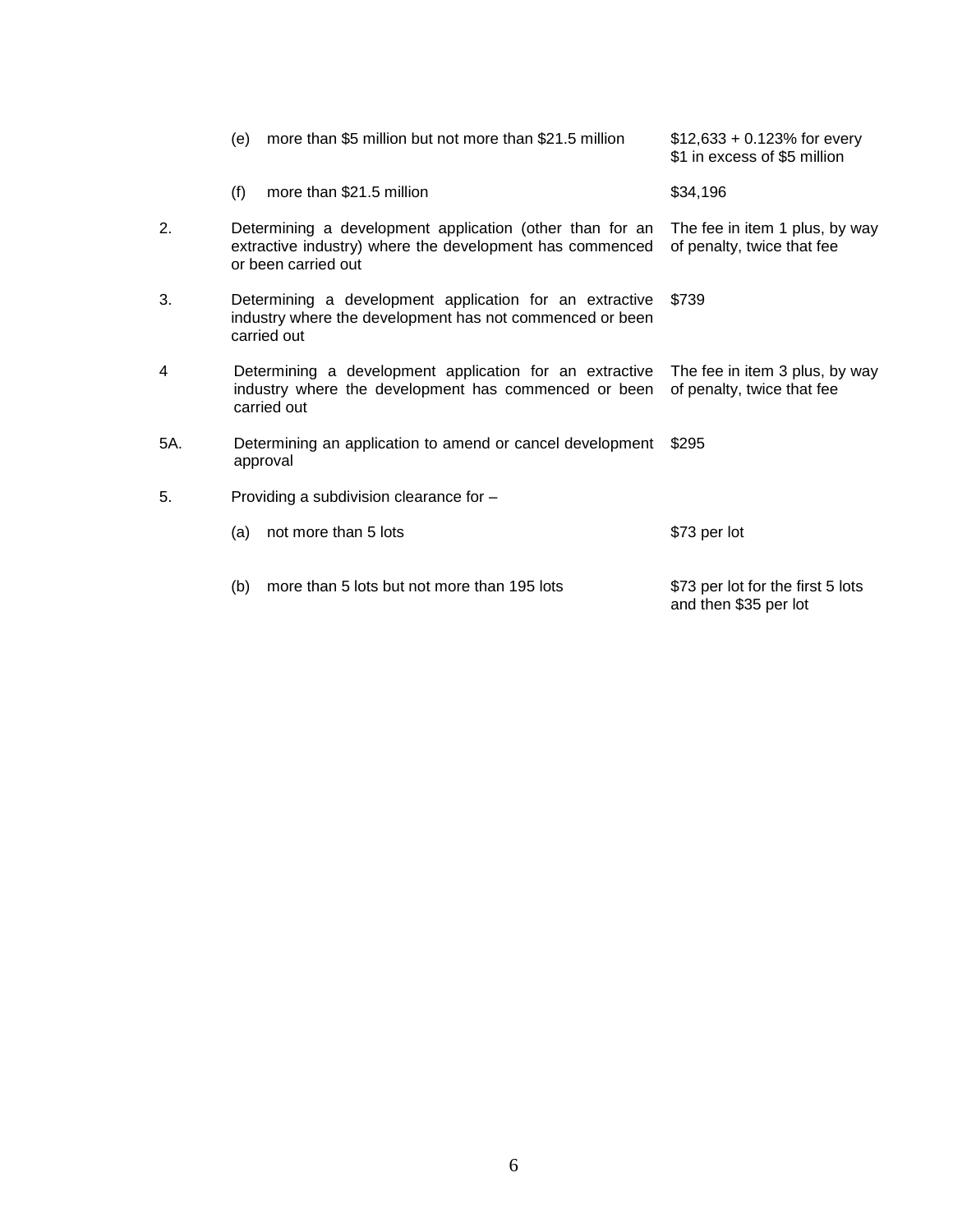| Item | Description | Fee |
|---|---|---|
| | (e) more than $5 million but not more than $21.5 million | $12,633 + 0.123% for every $1 in excess of $5 million |
| | (f) more than $21.5 million | $34,196 |
| 2. | Determining a development application (other than for an extractive industry) where the development has commenced or been carried out | The fee in item 1 plus, by way of penalty, twice that fee |
| 3. | Determining a development application for an extractive industry where the development has not commenced or been carried out | $739 |
| 4 | Determining a development application for an extractive industry where the development has commenced or been carried out | The fee in item 3 plus, by way of penalty, twice that fee |
| 5A. | Determining an application to amend or cancel development approval | $295 |
| 5. | Providing a subdivision clearance for – | |
| | (a) not more than 5 lots | $73 per lot |
| | (b) more than 5 lots but not more than 195 lots | $73 per lot for the first 5 lots and then $35 per lot |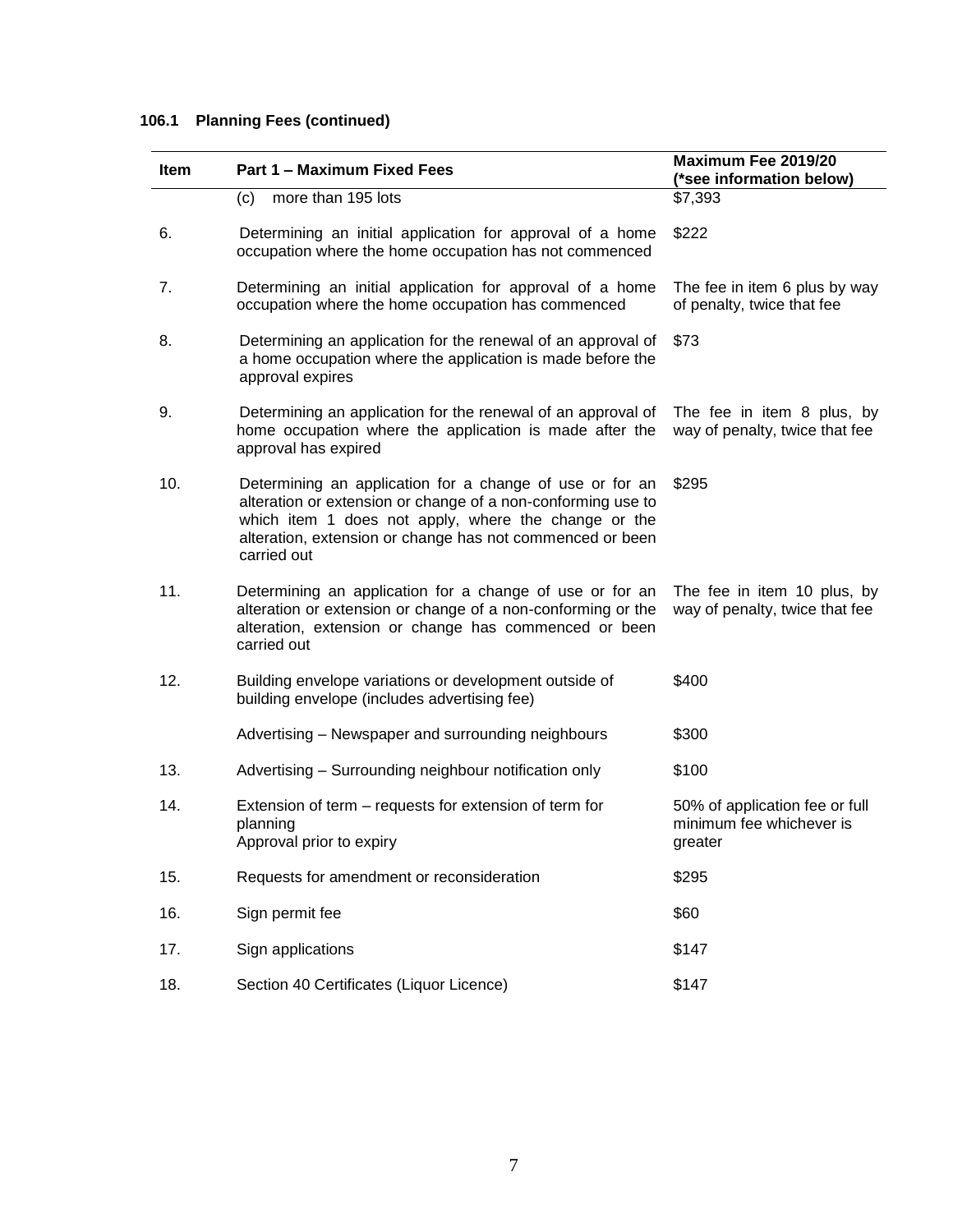**106.1 Planning Fees (continued)**

| Item | Part 1 – Maximum Fixed Fees | Maximum Fee 2019/20 (*see information below) |
|---|---|---|
| | (c) more than 195 lots | $7,393 |
| 6. | Determining an initial application for approval of a home occupation where the home occupation has not commenced | $222 |
| 7. | Determining an initial application for approval of a home occupation where the home occupation has commenced | The fee in item 6 plus by way of penalty, twice that fee |
| 8. | Determining an application for the renewal of an approval of a home occupation where the application is made before the approval expires | $73 |
| 9. | Determining an application for the renewal of an approval of home occupation where the application is made after the approval has expired | The fee in item 8 plus, by way of penalty, twice that fee |
| 10. | Determining an application for a change of use or for an alteration or extension or change of a non-conforming use to which item 1 does not apply, where the change or the alteration, extension or change has not commenced or been carried out | $295 |
| 11. | Determining an application for a change of use or for an alteration or extension or change of a non-conforming or the alteration, extension or change has commenced or been carried out | The fee in item 10 plus, by way of penalty, twice that fee |
| 12. | Building envelope variations or development outside of building envelope (includes advertising fee) | $400 |
| | Advertising – Newspaper and surrounding neighbours | $300 |
| 13. | Advertising – Surrounding neighbour notification only | $100 |
| 14. | Extension of term – requests for extension of term for planning<br>Approval prior to expiry | 50% of application fee or full minimum fee whichever is greater |
| 15. | Requests for amendment or reconsideration | $295 |
| 16. | Sign permit fee | $60 |
| 17. | Sign applications | $147 |
| 18. | Section 40 Certificates (Liquor Licence) | $147 |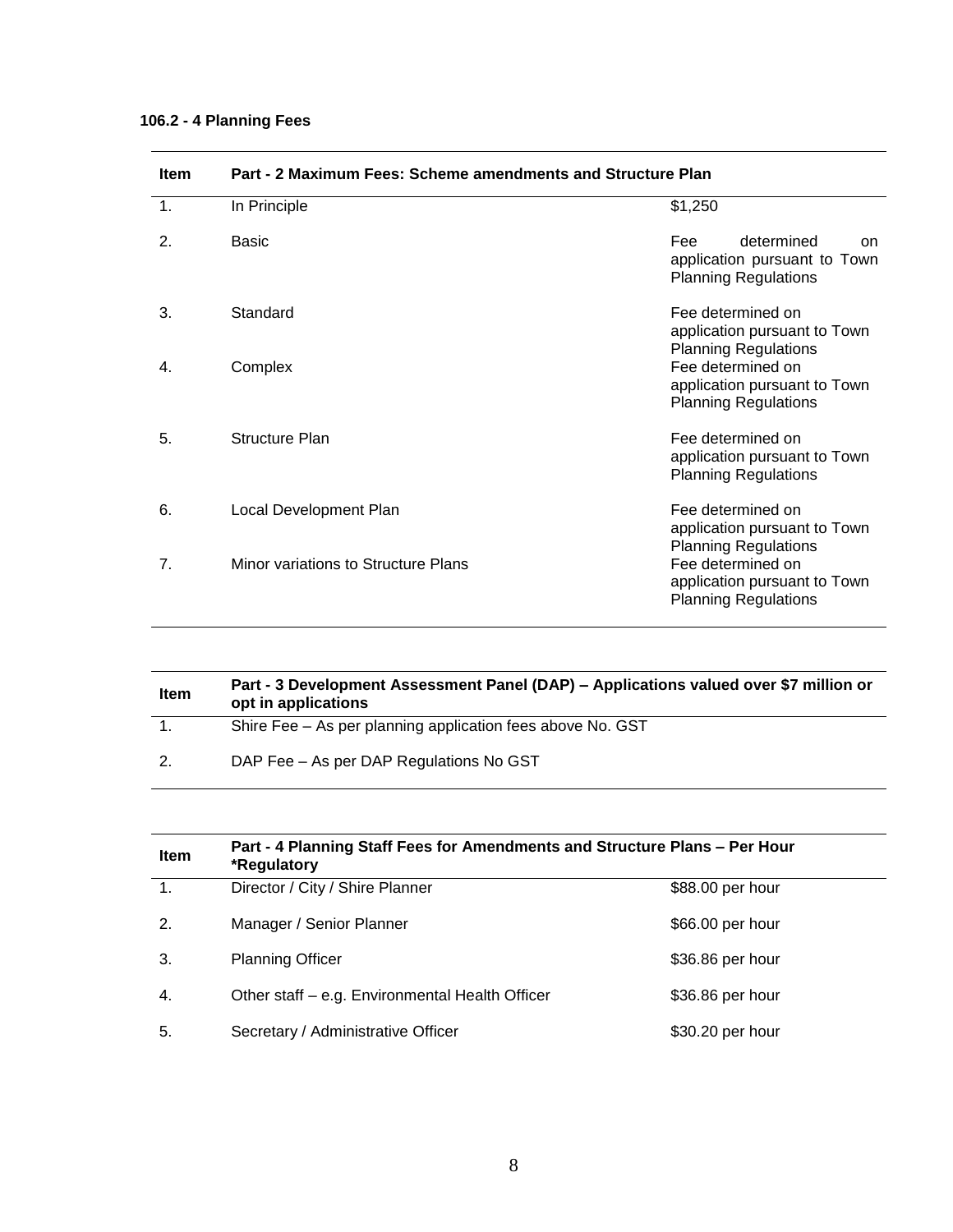**106.2 - 4 Planning Fees**

| Item | Part - 2 Maximum Fees: Scheme amendments and Structure Plan | |
|---|---|---|
| 1. | In Principle | $1,250 |
| 2. | Basic | Fee determined on application pursuant to Town Planning Regulations |
| 3. | Standard | Fee determined on application pursuant to Town Planning Regulations |
| 4. | Complex | Fee determined on application pursuant to Town Planning Regulations |
| 5. | Structure Plan | Fee determined on application pursuant to Town Planning Regulations |
| 6. | Local Development Plan | Fee determined on application pursuant to Town Planning Regulations |
| 7. | Minor variations to Structure Plans | Fee determined on application pursuant to Town Planning Regulations |

| Item | Part - 3 Development Assessment Panel (DAP) – Applications valued over $7 million or opt in applications |
|---|---|
| 1. | Shire Fee – As per planning application fees above No. GST |
| 2. | DAP Fee – As per DAP Regulations No GST |

| Item | Part - 4 Planning Staff Fees for Amendments and Structure Plans – Per Hour *Regulatory | |
|---|---|---|
| 1. | Director / City / Shire Planner | $88.00 per hour |
| 2. | Manager / Senior Planner | $66.00 per hour |
| 3. | Planning Officer | $36.86 per hour |
| 4. | Other staff – e.g. Environmental Health Officer | $36.86 per hour |
| 5. | Secretary / Administrative Officer | $30.20 per hour |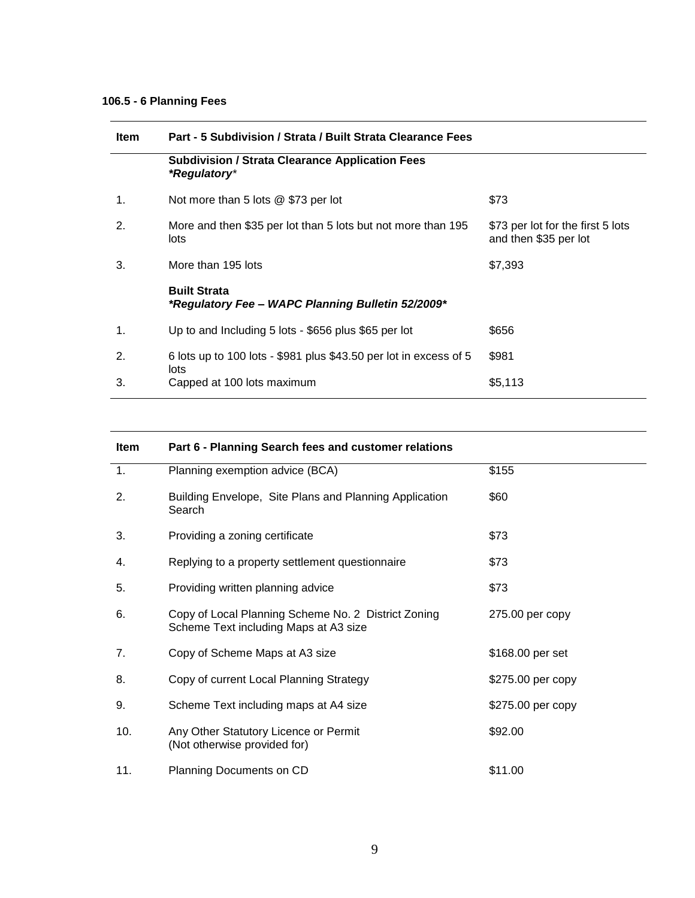### 106.5 - 6 Planning Fees

| Item | Part - 5 Subdivision / Strata / Built Strata Clearance Fees | |
|---|---|---|
| | **Subdivision / Strata Clearance Application Fees** ***\*Regulatory**\** | |
| 1. | Not more than 5 lots @ $73 per lot | $73 |
| 2. | More and then $35 per lot than 5 lots but not more than 195 lots | $73 per lot for the first 5 lots and then $35 per lot |
| 3. | More than 195 lots | $7,393 |
| | **Built Strata** ***\*Regulatory Fee – WAPC Planning Bulletin 52/2009\**** | |
| 1. | Up to and Including 5 lots - $656 plus $65 per lot | $656 |
| 2. | 6 lots up to 100 lots - $981 plus $43.50 per lot in excess of 5 lots | $981 |
| 3. | Capped at 100 lots maximum | $5,113 |

| Item | Part 6 - Planning Search fees and customer relations | |
|---|---|---|
| 1. | Planning exemption advice (BCA) | $155 |
| 2. | Building Envelope, Site Plans and Planning Application Search | $60 |
| 3. | Providing a zoning certificate | $73 |
| 4. | Replying to a property settlement questionnaire | $73 |
| 5. | Providing written planning advice | $73 |
| 6. | Copy of Local Planning Scheme No. 2 District Zoning Scheme Text including Maps at A3 size | 275.00 per copy |
| 7. | Copy of Scheme Maps at A3 size | $168.00 per set |
| 8. | Copy of current Local Planning Strategy | $275.00 per copy |
| 9. | Scheme Text including maps at A4 size | $275.00 per copy |
| 10. | Any Other Statutory Licence or Permit (Not otherwise provided for) | $92.00 |
| 11. | Planning Documents on CD | $11.00 |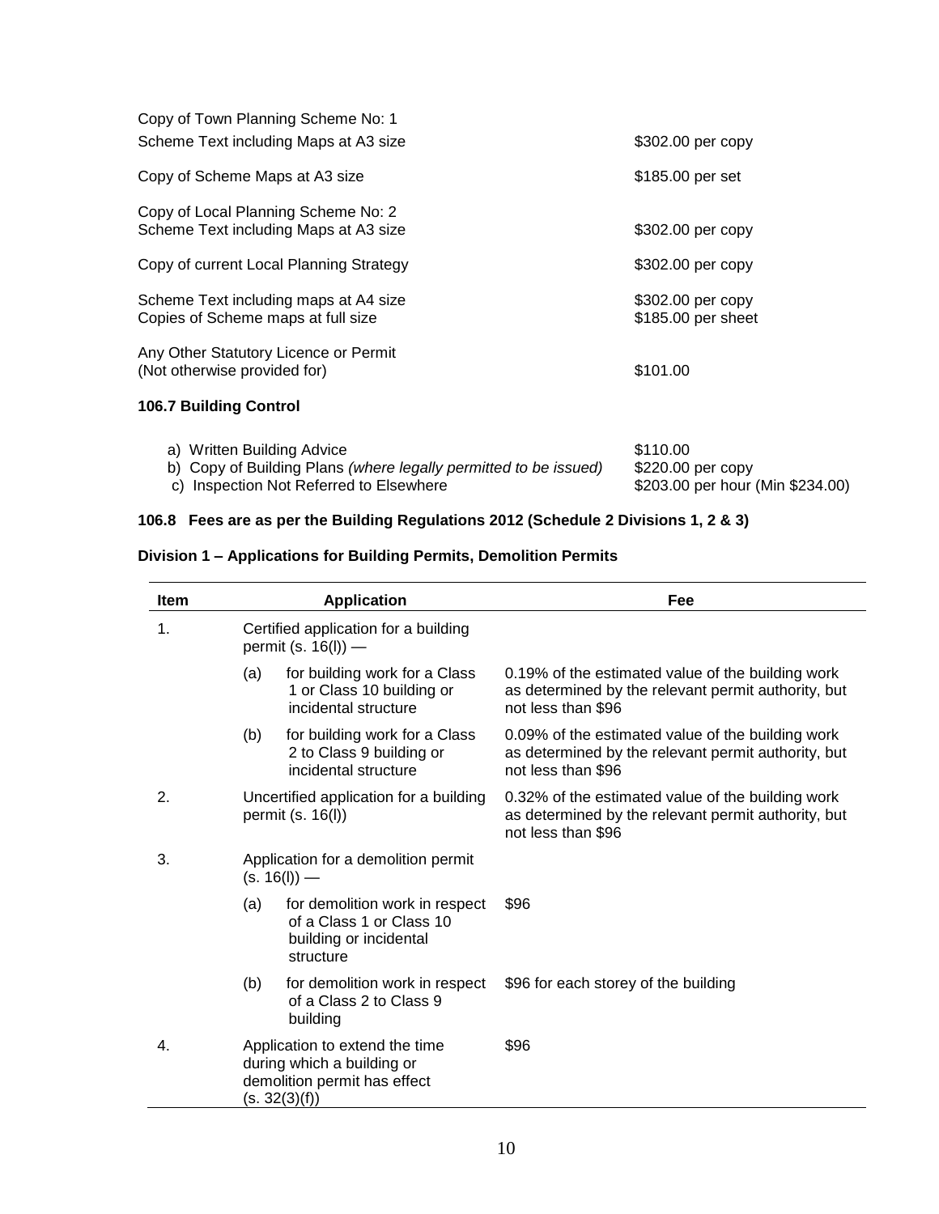| | |
|---|---|
| Copy of Town Planning Scheme No: 1<br>Scheme Text including Maps at A3 size | \$302.00 per copy |
| Copy of Scheme Maps at A3 size | \$185.00 per set |
| Copy of Local Planning Scheme No: 2<br>Scheme Text including Maps at A3 size | \$302.00 per copy |
| Copy of current Local Planning Strategy | \$302.00 per copy |
| Scheme Text including maps at A4 size<br>Copies of Scheme maps at full size | \$302.00 per copy<br>\$185.00 per sheet |
| Any Other Statutory Licence or Permit<br>(Not otherwise provided for) | \$101.00 |

**106.7 Building Control**

| | |
|---|---|
| a) Written Building Advice | \$110.00 |
| b) Copy of Building Plans *(where legally permitted to be issued)* | \$220.00 per copy |
| c) Inspection Not Referred to Elsewhere | \$203.00 per hour (Min \$234.00) |

**106.8 Fees are as per the Building Regulations 2012 (Schedule 2 Divisions 1, 2 & 3)**

**Division 1 – Applications for Building Permits, Demolition Permits**

| Item | Application | Fee |
|---|---|---|
| 1. | Certified application for a building permit (s. 16(l)) — | |
| | (a) for building work for a Class 1 or Class 10 building or incidental structure | 0.19% of the estimated value of the building work as determined by the relevant permit authority, but not less than \$96 |
| | (b) for building work for a Class 2 to Class 9 building or incidental structure | 0.09% of the estimated value of the building work as determined by the relevant permit authority, but not less than \$96 |
| 2. | Uncertified application for a building permit (s. 16(l)) | 0.32% of the estimated value of the building work as determined by the relevant permit authority, but not less than \$96 |
| 3. | Application for a demolition permit (s. 16(l)) — | |
| | (a) for demolition work in respect of a Class 1 or Class 10 building or incidental structure | \$96 |
| | (b) for demolition work in respect of a Class 2 to Class 9 building | \$96 for each storey of the building |
| 4. | Application to extend the time during which a building or demolition permit has effect (s. 32(3)(f)) | \$96 |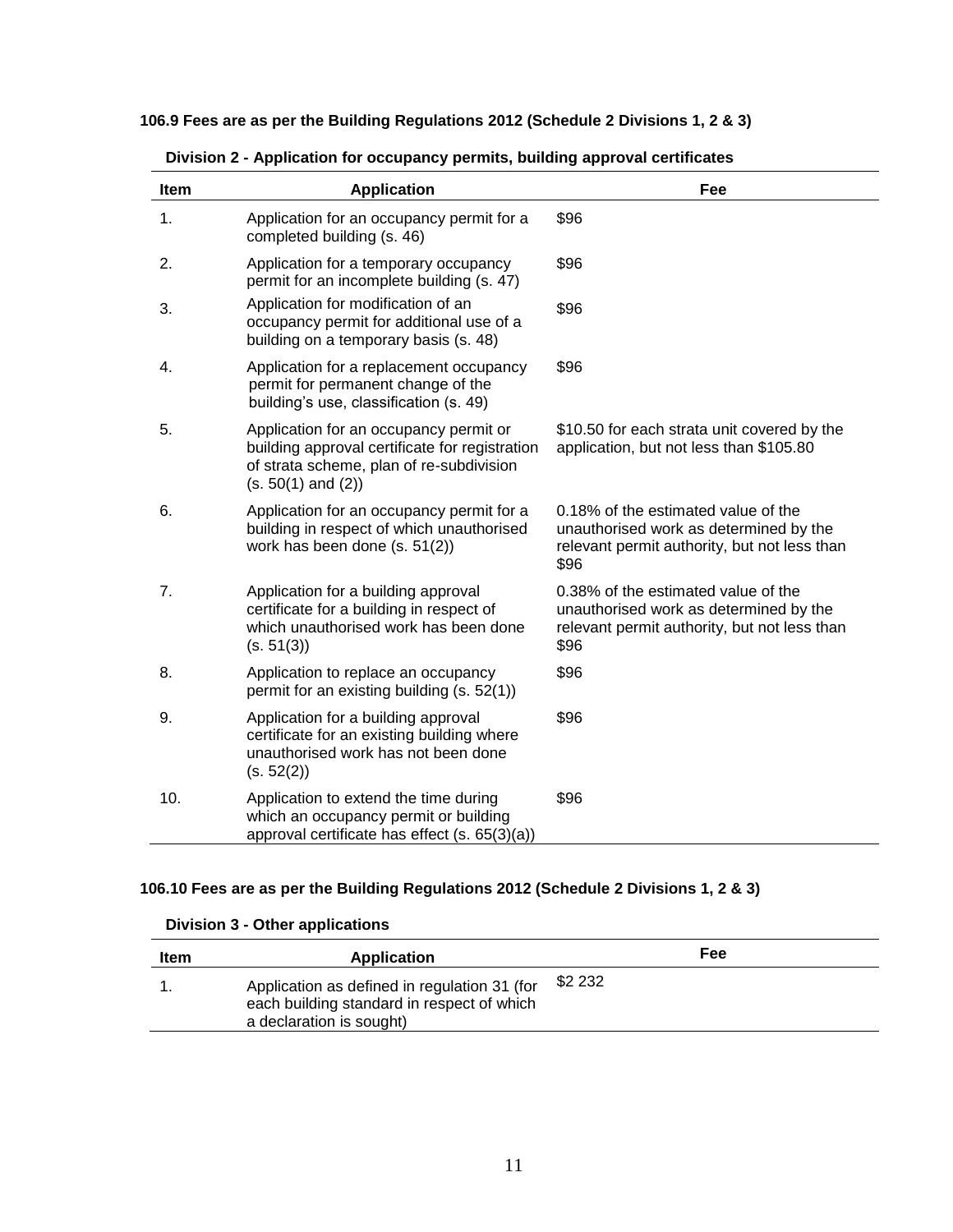**106.9 Fees are as per the Building Regulations 2012 (Schedule 2 Divisions 1, 2 & 3)**

**Division 2 - Application for occupancy permits, building approval certificates**

| Item | Application | Fee |
|---|---|---|
| 1. | Application for an occupancy permit for a completed building (s. 46) | $96 |
| 2. | Application for a temporary occupancy permit for an incomplete building (s. 47) | $96 |
| 3. | Application for modification of an occupancy permit for additional use of a building on a temporary basis (s. 48) | $96 |
| 4. | Application for a replacement occupancy permit for permanent change of the building's use, classification (s. 49) | $96 |
| 5. | Application for an occupancy permit or building approval certificate for registration of strata scheme, plan of re-subdivision (s. 50(1) and (2)) | $10.50 for each strata unit covered by the application, but not less than $105.80 |
| 6. | Application for an occupancy permit for a building in respect of which unauthorised work has been done (s. 51(2)) | 0.18% of the estimated value of the unauthorised work as determined by the relevant permit authority, but not less than $96 |
| 7. | Application for a building approval certificate for a building in respect of which unauthorised work has been done (s. 51(3)) | 0.38% of the estimated value of the unauthorised work as determined by the relevant permit authority, but not less than $96 |
| 8. | Application to replace an occupancy permit for an existing building (s. 52(1)) | $96 |
| 9. | Application for a building approval certificate for an existing building where unauthorised work has not been done (s. 52(2)) | $96 |
| 10. | Application to extend the time during which an occupancy permit or building approval certificate has effect (s. 65(3)(a)) | $96 |

**106.10 Fees are as per the Building Regulations 2012 (Schedule 2 Divisions 1, 2 & 3)**

**Division 3 - Other applications**

| Item | Application | Fee |
|---|---|---|
| 1. | Application as defined in regulation 31 (for each building standard in respect of which a declaration is sought) | $2 232 |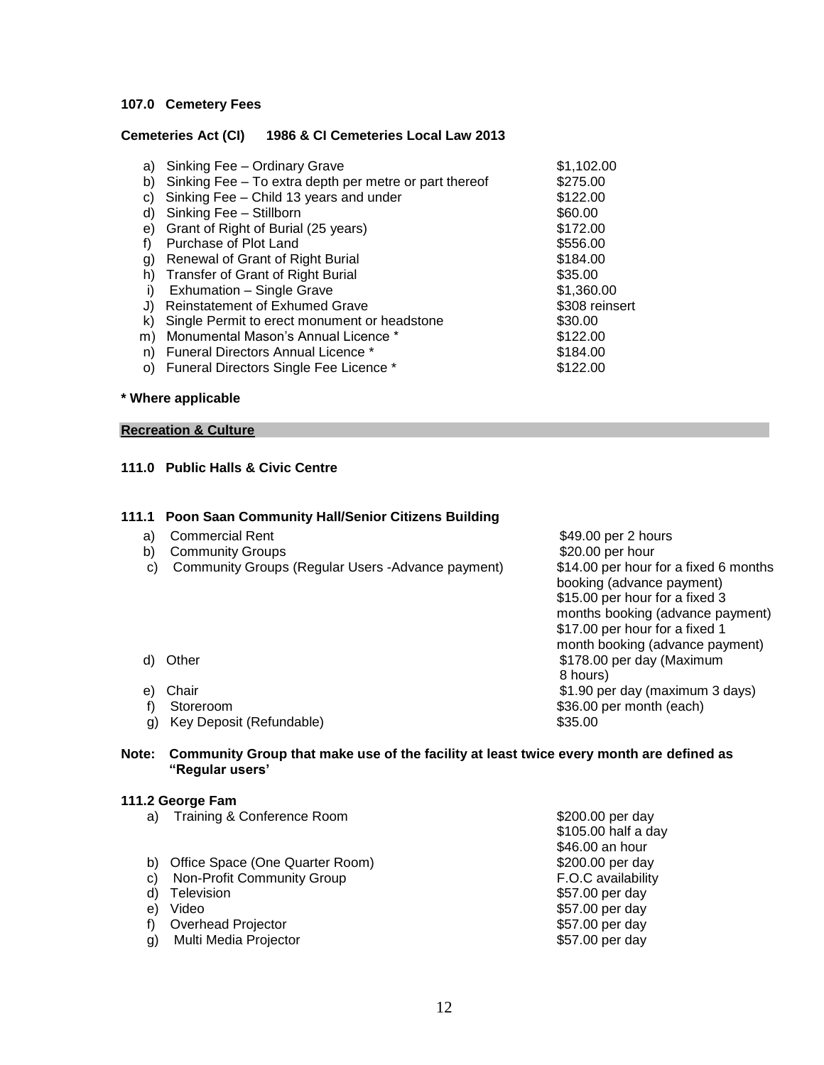### 107.0 Cemetery Fees

**Cemeteries Act (CI) 1986 & CI Cemeteries Local Law 2013**

| | | |
|---|---|---|
| a) | Sinking Fee – Ordinary Grave | $1,102.00 |
| b) | Sinking Fee – To extra depth per metre or part thereof | $275.00 |
| c) | Sinking Fee – Child 13 years and under | $122.00 |
| d) | Sinking Fee – Stillborn | $60.00 |
| e) | Grant of Right of Burial (25 years) | $172.00 |
| f) | Purchase of Plot Land | $556.00 |
| g) | Renewal of Grant of Right Burial | $184.00 |
| h) | Transfer of Grant of Right Burial | $35.00 |
| i) | Exhumation – Single Grave | $1,360.00 |
| J) | Reinstatement of Exhumed Grave | $308 reinsert |
| k) | Single Permit to erect monument or headstone | $30.00 |
| m) | Monumental Mason's Annual Licence * | $122.00 |
| n) | Funeral Directors Annual Licence * | $184.00 |
| o) | Funeral Directors Single Fee Licence * | $122.00 |

**\* Where applicable**

## Recreation & Culture

### 111.0 Public Halls & Civic Centre

### 111.1 Poon Saan Community Hall/Senior Citizens Building

| | | |
|---|---|---|
| a) | Commercial Rent | $49.00 per 2 hours |
| b) | Community Groups | $20.00 per hour |
| c) | Community Groups (Regular Users -Advance payment) | $14.00 per hour for a fixed 6 months booking (advance payment)<br>$15.00 per hour for a fixed 3 months booking (advance payment)<br>$17.00 per hour for a fixed 1 month booking (advance payment) |
| d) | Other | $178.00 per day (Maximum 8 hours) |
| e) | Chair | $1.90 per day (maximum 3 days) |
| f) | Storeroom | $36.00 per month (each) |
| g) | Key Deposit (Refundable) | $35.00 |

**Note: Community Group that make use of the facility at least twice every month are defined as "Regular users'**

### 111.2 George Fam

| | | |
|---|---|---|
| a) | Training & Conference Room | $200.00 per day<br>$105.00 half a day<br>$46.00 an hour |
| b) | Office Space (One Quarter Room) | $200.00 per day |
| c) | Non-Profit Community Group | F.O.C availability |
| d) | Television | $57.00 per day |
| e) | Video | $57.00 per day |
| f) | Overhead Projector | $57.00 per day |
| g) | Multi Media Projector | $57.00 per day |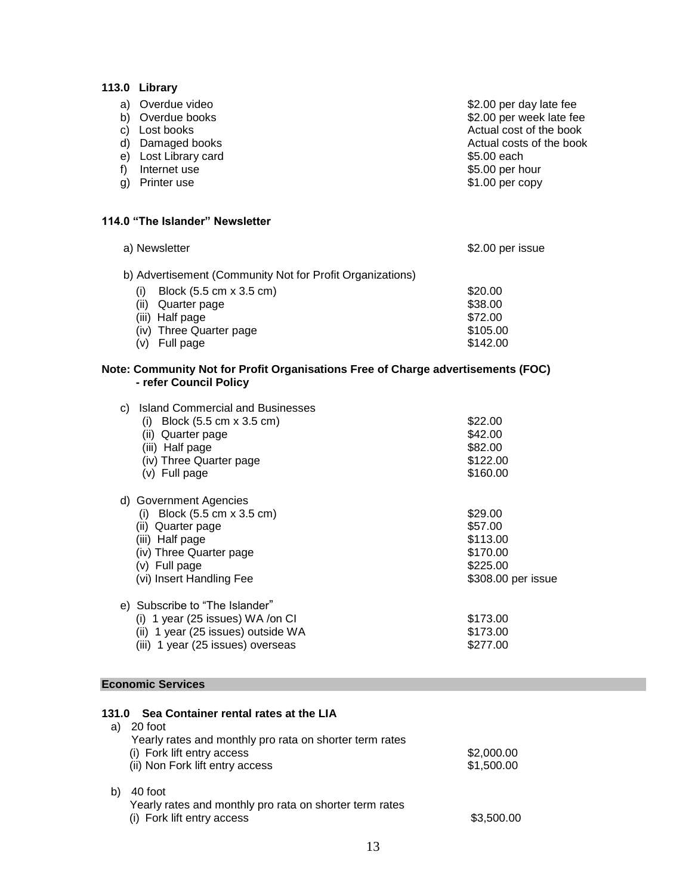### 113.0 Library

| | |
|---|---|
| a) Overdue video | $2.00 per day late fee |
| b) Overdue books | $2.00 per week late fee |
| c) Lost books | Actual cost of the book |
| d) Damaged books | Actual costs of the book |
| e) Lost Library card | $5.00 each |
| f) Internet use | $5.00 per hour |
| g) Printer use | $1.00 per copy |

### 114.0 "The Islander" Newsletter

| | |
|---|---|
| a) Newsletter | $2.00 per issue |
| b) Advertisement (Community Not for Profit Organizations) | |
| (i) Block (5.5 cm x 3.5 cm) | $20.00 |
| (ii) Quarter page | $38.00 |
| (iii) Half page | $72.00 |
| (iv) Three Quarter page | $105.00 |
| (v) Full page | $142.00 |

**Note: Community Not for Profit Organisations Free of Charge advertisements (FOC) - refer Council Policy**

| | |
|---|---|
| c) Island Commercial and Businesses | |
| (i) Block (5.5 cm x 3.5 cm) | $22.00 |
| (ii) Quarter page | $42.00 |
| (iii) Half page | $82.00 |
| (iv) Three Quarter page | $122.00 |
| (v) Full page | $160.00 |
| d) Government Agencies | |
| (i) Block (5.5 cm x 3.5 cm) | $29.00 |
| (ii) Quarter page | $57.00 |
| (iii) Half page | $113.00 |
| (iv) Three Quarter page | $170.00 |
| (v) Full page | $225.00 |
| (vi) Insert Handling Fee | $308.00 per issue |
| e) Subscribe to "The Islander" | |
| (i) 1 year (25 issues) WA /on CI | $173.00 |
| (ii) 1 year (25 issues) outside WA | $173.00 |
| (iii) 1 year (25 issues) overseas | $277.00 |

## Economic Services

### 131.0 Sea Container rental rates at the LIA

| | |
|---|---|
| a) 20 foot | |
| Yearly rates and monthly pro rata on shorter term rates | |
| (i) Fork lift entry access | $2,000.00 |
| (ii) Non Fork lift entry access | $1,500.00 |
| b) 40 foot | |
| Yearly rates and monthly pro rata on shorter term rates | |
| (i) Fork lift entry access | $3,500.00 |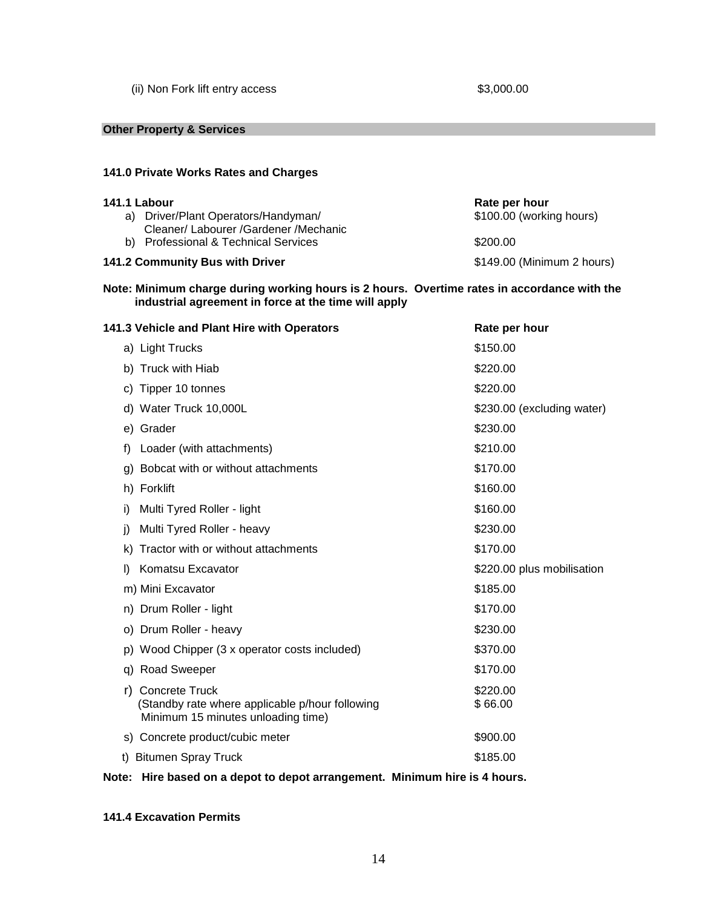(ii) Non Fork lift entry access $3,000.00

## Other Property & Services

### 141.0 Private Works Rates and Charges

| **141.1 Labour** | **Rate per hour** |
|---|---|
| a) Driver/Plant Operators/Handyman/ Cleaner/ Labourer /Gardener /Mechanic | $100.00 (working hours) |
| b) Professional & Technical Services | $200.00 |
| **141.2 Community Bus with Driver** | $149.00 (Minimum 2 hours) |

**Note: Minimum charge during working hours is 2 hours. Overtime rates in accordance with the industrial agreement in force at the time will apply**

| **141.3 Vehicle and Plant Hire with Operators** | **Rate per hour** |
|---|---|
| a) Light Trucks | $150.00 |
| b) Truck with Hiab | $220.00 |
| c) Tipper 10 tonnes | $220.00 |
| d) Water Truck 10,000L | $230.00 (excluding water) |
| e) Grader | $230.00 |
| f) Loader (with attachments) | $210.00 |
| g) Bobcat with or without attachments | $170.00 |
| h) Forklift | $160.00 |
| i) Multi Tyred Roller - light | $160.00 |
| j) Multi Tyred Roller - heavy | $230.00 |
| k) Tractor with or without attachments | $170.00 |
| l) Komatsu Excavator | $220.00 plus mobilisation |
| m) Mini Excavator | $185.00 |
| n) Drum Roller - light | $170.00 |
| o) Drum Roller - heavy | $230.00 |
| p) Wood Chipper (3 x operator costs included) | $370.00 |
| q) Road Sweeper | $170.00 |
| r) Concrete Truck | $220.00 |
| (Standby rate where applicable p/hour following Minimum 15 minutes unloading time) | $ 66.00 |
| s) Concrete product/cubic meter | $900.00 |
| t) Bitumen Spray Truck | $185.00 |

**Note: Hire based on a depot to depot arrangement. Minimum hire is 4 hours.**

### 141.4 Excavation Permits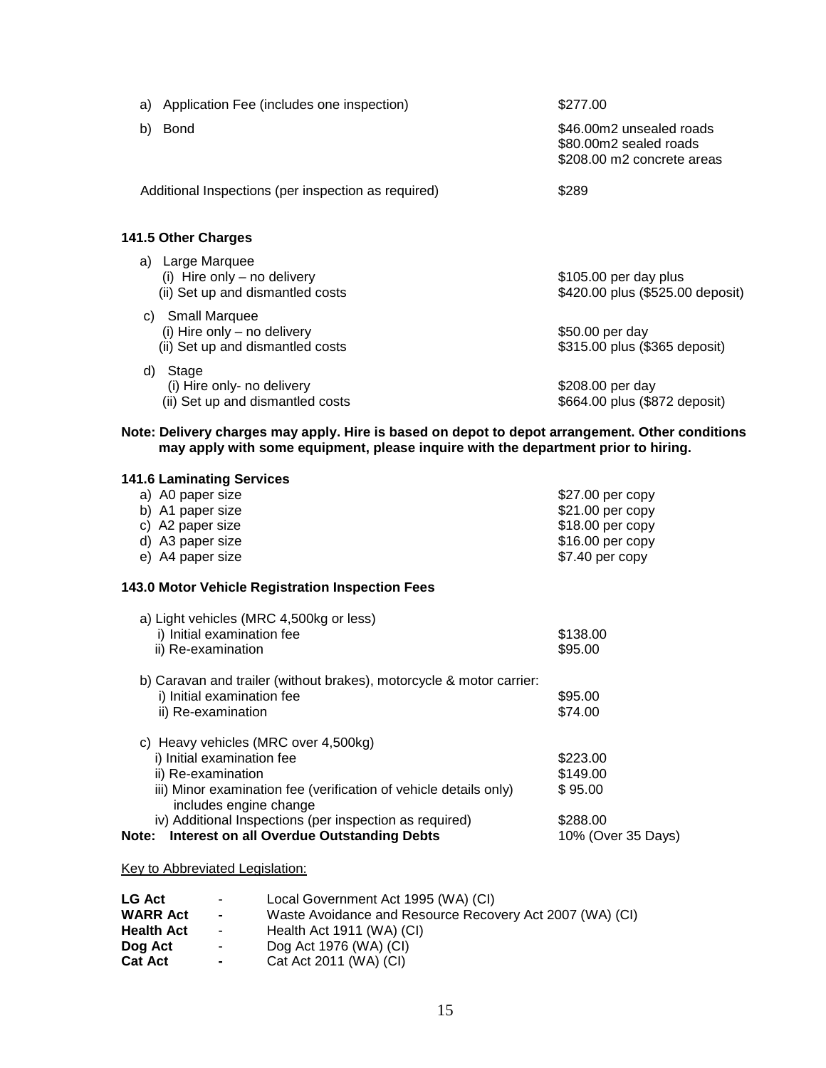| | |
|---|---|
| a) Application Fee (includes one inspection) | $277.00 |
| b) Bond | $46.00m2 unsealed roads<br>$80.00m2 sealed roads<br>$208.00 m2 concrete areas |
| Additional Inspections (per inspection as required) | $289 |

**141.5 Other Charges**

| | |
|---|---|
| a) Large Marquee | |
| (i) Hire only – no delivery | $105.00 per day plus |
| (ii) Set up and dismantled costs | $420.00 plus ($525.00 deposit) |
| c) Small Marquee | |
| (i) Hire only – no delivery | $50.00 per day |
| (ii) Set up and dismantled costs | $315.00 plus ($365 deposit) |
| d) Stage | |
| (i) Hire only- no delivery | $208.00 per day |
| (ii) Set up and dismantled costs | $664.00 plus ($872 deposit) |

**Note: Delivery charges may apply. Hire is based on depot to depot arrangement. Other conditions may apply with some equipment, please inquire with the department prior to hiring.**

**141.6 Laminating Services**

| | |
|---|---|
| a) A0 paper size | $27.00 per copy |
| b) A1 paper size | $21.00 per copy |
| c) A2 paper size | $18.00 per copy |
| d) A3 paper size | $16.00 per copy |
| e) A4 paper size | $7.40 per copy |

**143.0 Motor Vehicle Registration Inspection Fees**

| | |
|---|---|
| a) Light vehicles (MRC 4,500kg or less) | |
| i) Initial examination fee | $138.00 |
| ii) Re-examination | $95.00 |
| b) Caravan and trailer (without brakes), motorcycle & motor carrier: | |
| i) Initial examination fee | $95.00 |
| ii) Re-examination | $74.00 |
| c) Heavy vehicles (MRC over 4,500kg) | |
| i) Initial examination fee | $223.00 |
| ii) Re-examination | $149.00 |
| iii) Minor examination fee (verification of vehicle details only) includes engine change | $ 95.00 |
| iv) Additional Inspections (per inspection as required) | $288.00 |
| **Note: Interest on all Overdue Outstanding Debts** | 10% (Over 35 Days) |

Key to Abbreviated Legislation:

| | | |
|---|---|---|
| **LG Act** | - | Local Government Act 1995 (WA) (CI) |
| **WARR Act** | - | Waste Avoidance and Resource Recovery Act 2007 (WA) (CI) |
| **Health Act** | - | Health Act 1911 (WA) (CI) |
| **Dog Act** | - | Dog Act 1976 (WA) (CI) |
| **Cat Act** | - | Cat Act 2011 (WA) (CI) |